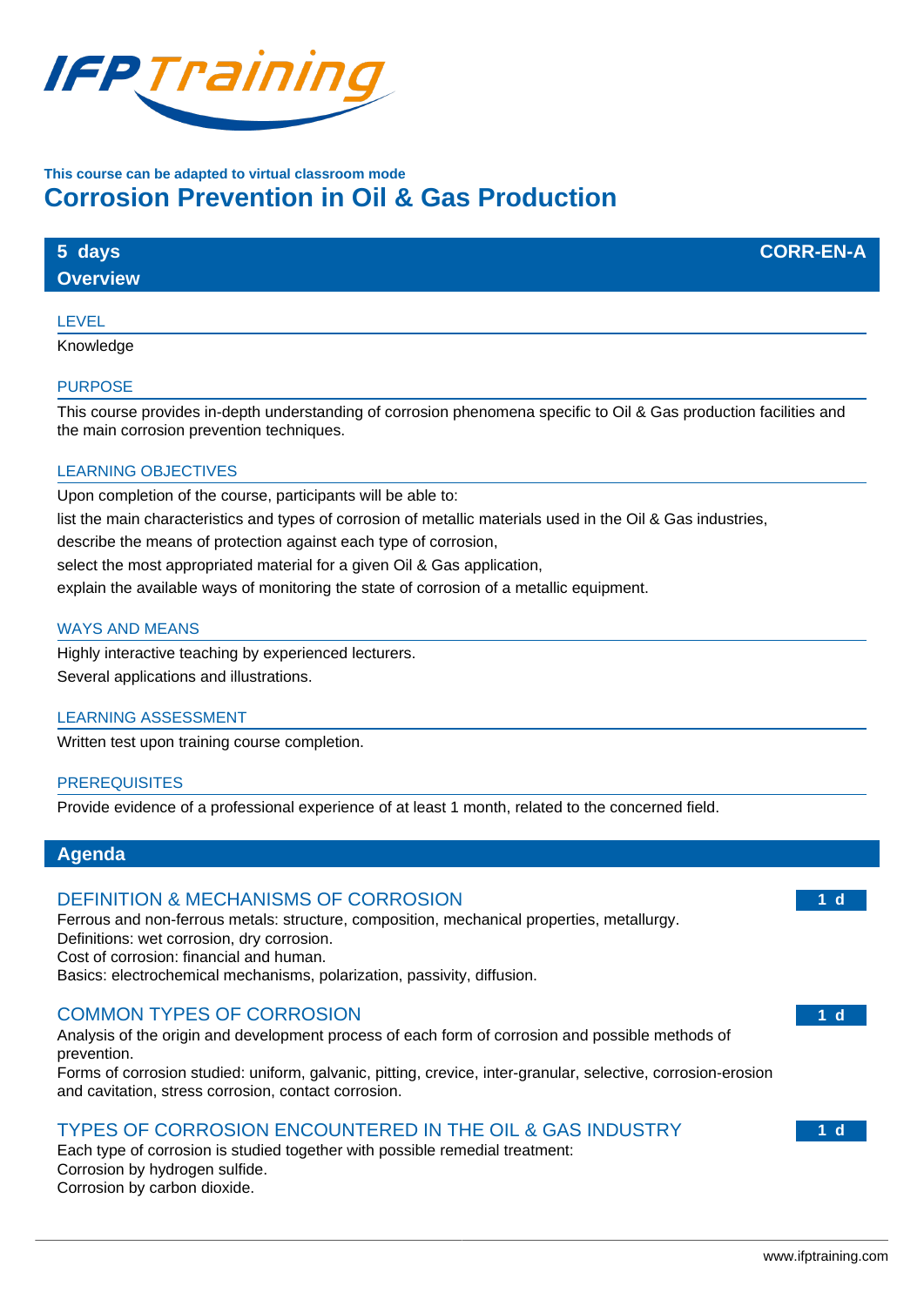This course can be adapted to virtual classroom mode

# Corrosion Prevention in Oil & Gas Production

**5 days** | **CORR-EN-A**

## Overview

### LEVEL

Knowledge

### PURPOSE

This course provides in-depth understanding of corrosion phenomena specific to Oil & Gas production facilities and the main corrosion prevention techniques.

### LEARNING OBJECTIVES

Upon completion of the course, participants will be able to:

list the main characteristics and types of corrosion of metallic materials used in the Oil & Gas industries,

describe the means of protection against each type of corrosion,

select the most appropriated material for a given Oil & Gas application,

explain the available ways of monitoring the state of corrosion of a metallic equipment.

### WAYS AND MEANS

Highly interactive teaching by experienced lecturers.

Several applications and illustrations.

### LEARNING ASSESSMENT

Written test upon training course completion.

### PREREQUISITES

Provide evidence of a professional experience of at least 1 month, related to the concerned field.

## Agenda

### DEFINITION & MECHANISMS OF CORROSION — 1 d

Ferrous and non-ferrous metals: structure, composition, mechanical properties, metallurgy.
Definitions: wet corrosion, dry corrosion.
Cost of corrosion: financial and human.
Basics: electrochemical mechanisms, polarization, passivity, diffusion.

### COMMON TYPES OF CORROSION — 1 d

Analysis of the origin and development process of each form of corrosion and possible methods of prevention.
Forms of corrosion studied: uniform, galvanic, pitting, crevice, inter-granular, selective, corrosion-erosion and cavitation, stress corrosion, contact corrosion.

### TYPES OF CORROSION ENCOUNTERED IN THE OIL & GAS INDUSTRY — 1 d

Each type of corrosion is studied together with possible remedial treatment:
Corrosion by hydrogen sulfide.
Corrosion by carbon dioxide.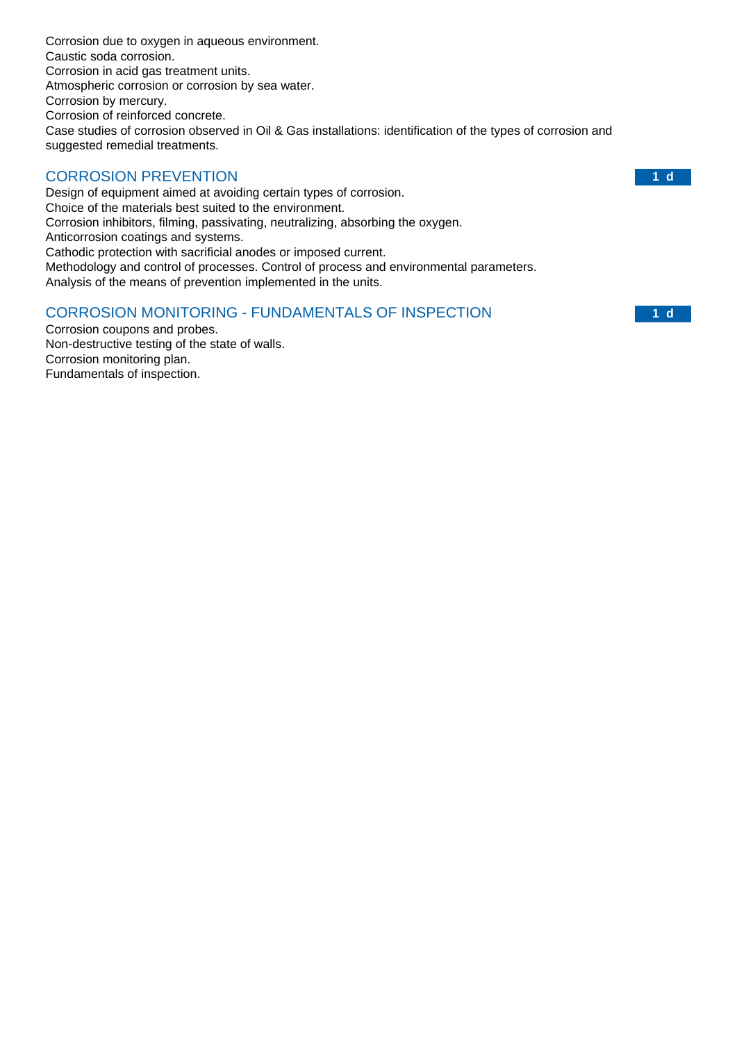Corrosion due to oxygen in aqueous environment.
Caustic soda corrosion.
Corrosion in acid gas treatment units.
Atmospheric corrosion or corrosion by sea water.
Corrosion by mercury.
Corrosion of reinforced concrete.
Case studies of corrosion observed in Oil & Gas installations: identification of the types of corrosion and suggested remedial treatments.

## CORROSION PREVENTION

**1 d**

Design of equipment aimed at avoiding certain types of corrosion.
Choice of the materials best suited to the environment.
Corrosion inhibitors, filming, passivating, neutralizing, absorbing the oxygen.
Anticorrosion coatings and systems.
Cathodic protection with sacrificial anodes or imposed current.
Methodology and control of processes. Control of process and environmental parameters.
Analysis of the means of prevention implemented in the units.

## CORROSION MONITORING - FUNDAMENTALS OF INSPECTION

**1 d**

Corrosion coupons and probes.
Non-destructive testing of the state of walls.
Corrosion monitoring plan.
Fundamentals of inspection.